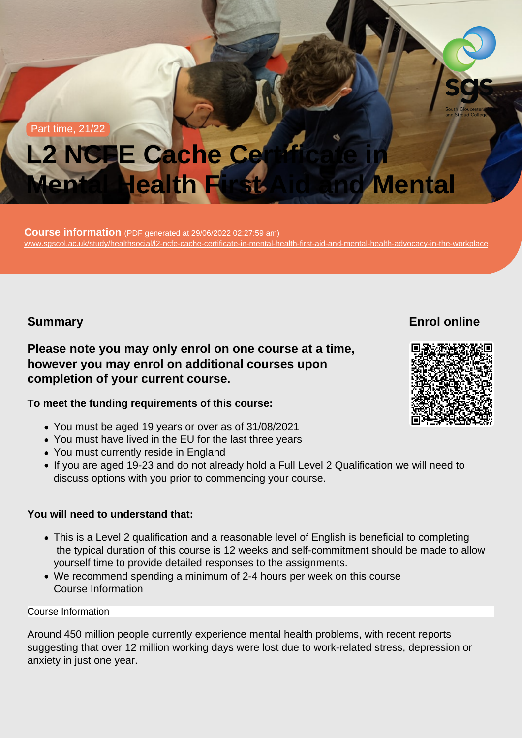Part time, 21/22

# L2 NCFE Cache Certificate in Mental Health First Aid and Mental

**Course information** (PDF generated at 29/06/2022 02:27:59 am)
www.sgscol.ac.uk/study/healthsocial/l2-ncfe-cache-certificate-in-mental-health-first-aid-and-mental-health-advocacy-in-the-workplace

## Summary

### Please note you may only enrol on one course at a time, however you may enrol on additional courses upon completion of your current course.

**To meet the funding requirements of this course:**

- You must be aged 19 years or over as of 31/08/2021
- You must have lived in the EU for the last three years
- You must currently reside in England
- If you are aged 19-23 and do not already hold a Full Level 2 Qualification we will need to discuss options with you prior to commencing your course.

**You will need to understand that:**

- This is a Level 2 qualification and a reasonable level of English is beneficial to completing the typical duration of this course is 12 weeks and self-commitment should be made to allow yourself time to provide detailed responses to the assignments.
- We recommend spending a minimum of 2-4 hours per week on this course
  Course Information

## Enrol online

Course Information

Around 450 million people currently experience mental health problems, with recent reports suggesting that over 12 million working days were lost due to work-related stress, depression or anxiety in just one year.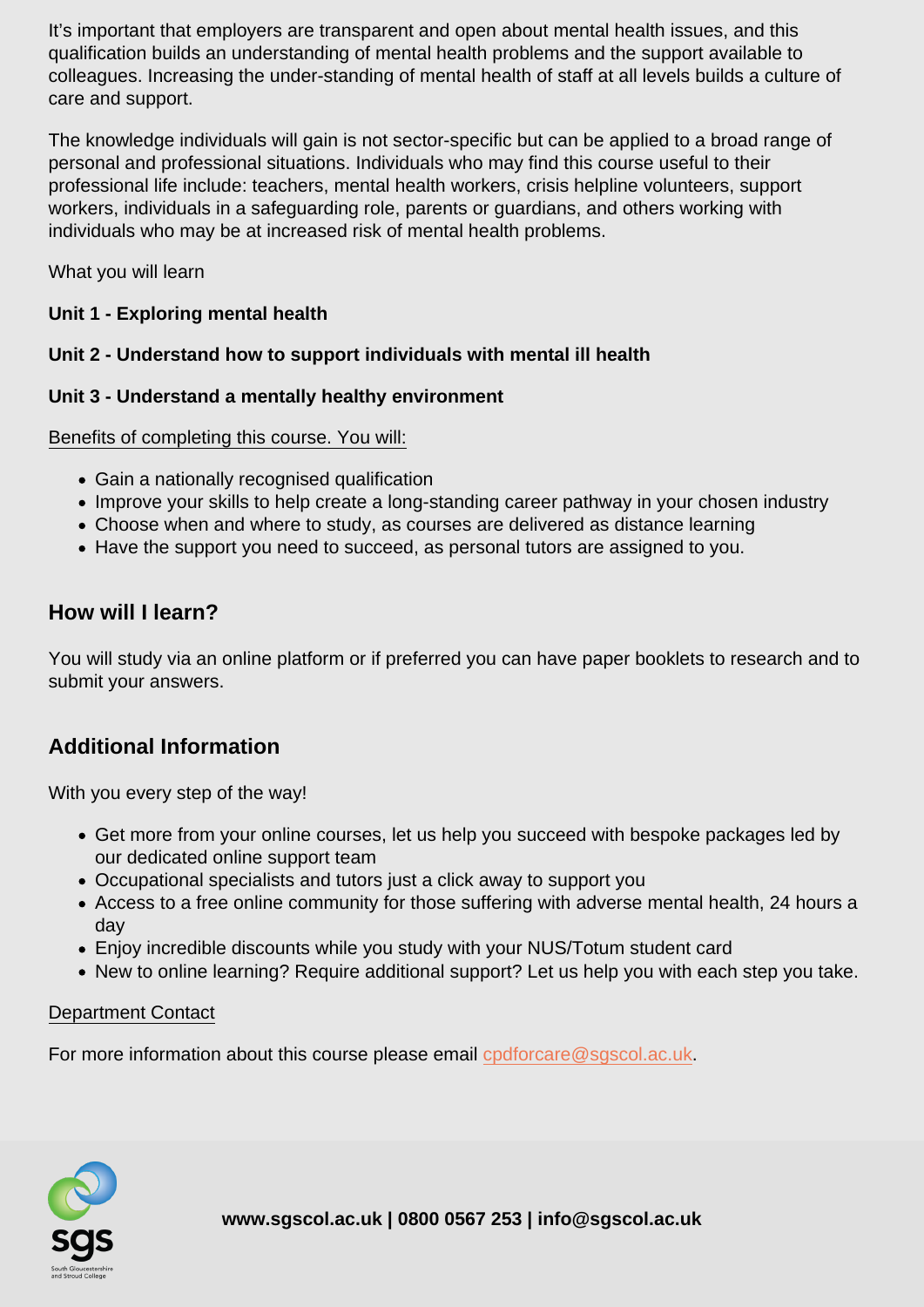It’s important that employers are transparent and open about mental health issues, and this qualification builds an understanding of mental health problems and the support available to colleagues. Increasing the under-standing of mental health of staff at all levels builds a culture of care and support.

The knowledge individuals will gain is not sector-specific but can be applied to a broad range of personal and professional situations. Individuals who may find this course useful to their professional life include: teachers, mental health workers, crisis helpline volunteers, support workers, individuals in a safeguarding role, parents or guardians, and others working with individuals who may be at increased risk of mental health problems.

What you will learn

**Unit 1 - Exploring mental health**

**Unit 2 - Understand how to support individuals with mental ill health**

**Unit 3 - Understand a mentally healthy environment**

Benefits of completing this course. You will:

- Gain a nationally recognised qualification
- Improve your skills to help create a long-standing career pathway in your chosen industry
- Choose when and where to study, as courses are delivered as distance learning
- Have the support you need to succeed, as personal tutors are assigned to you.

## How will I learn?

You will study via an online platform or if preferred you can have paper booklets to research and to submit your answers.

## Additional Information

With you every step of the way!

- Get more from your online courses, let us help you succeed with bespoke packages led by our dedicated online support team
- Occupational specialists and tutors just a click away to support you
- Access to a free online community for those suffering with adverse mental health, 24 hours a day
- Enjoy incredible discounts while you study with your NUS/Totum student card
- New to online learning? Require additional support? Let us help you with each step you take.

Department Contact

For more information about this course please email cpdforcare@sgscol.ac.uk.

**www.sgscol.ac.uk | 0800 0567 253 | info@sgscol.ac.uk**